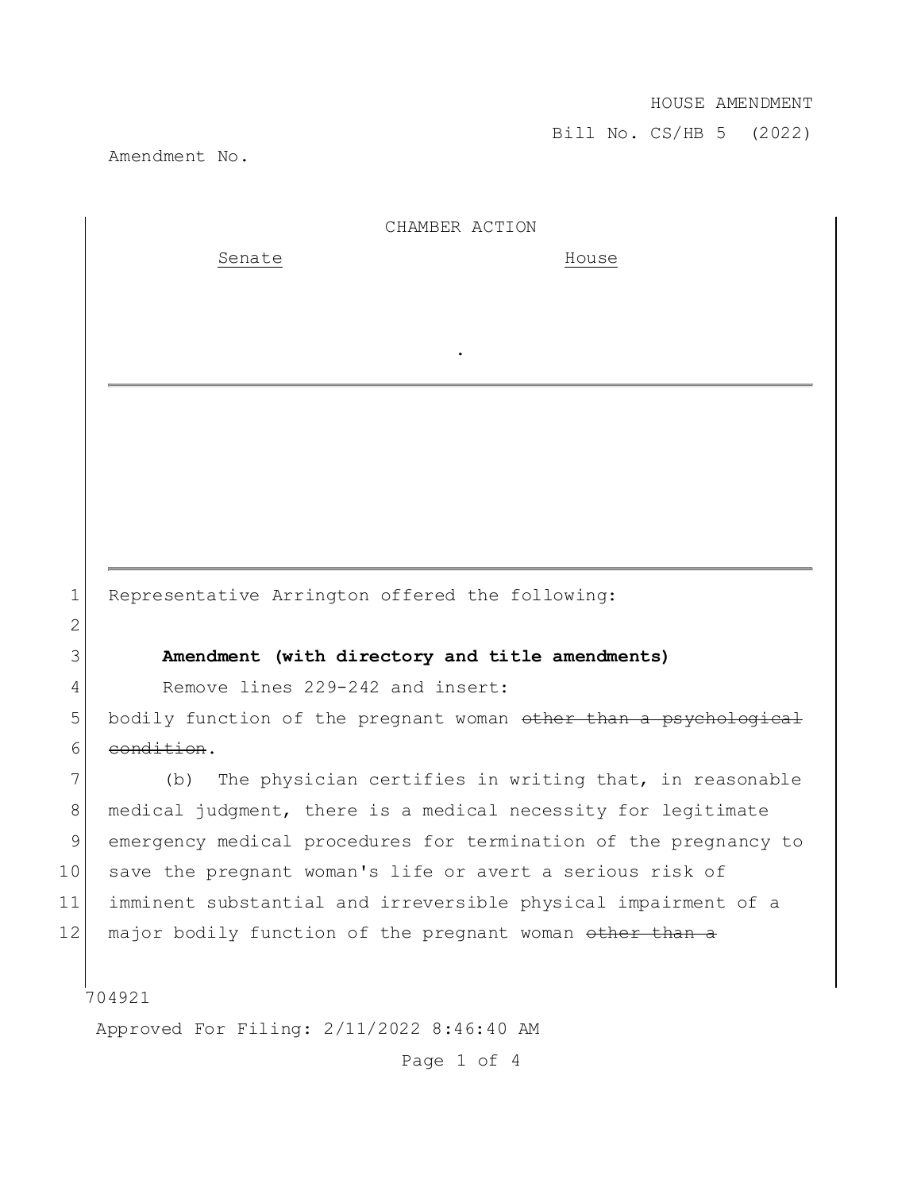HOUSE AMENDMENT

Bill No. CS/HB 5 (2022)

Amendment No.

CHAMBER ACTION

| Senate | House |
| --- | --- |
| | |

Representative Arrington offered the following:

**Amendment (with directory and title amendments)**

Remove lines 229-242 and insert:

bodily function of the pregnant woman ~~other than a psychological condition~~.

(b) The physician certifies in writing that, in reasonable medical judgment, there is a medical necessity for legitimate emergency medical procedures for termination of the pregnancy to save the pregnant woman's life or avert a serious risk of imminent substantial and irreversible physical impairment of a major bodily function of the pregnant woman ~~other than a~~

704921

Approved For Filing: 2/11/2022 8:46:40 AM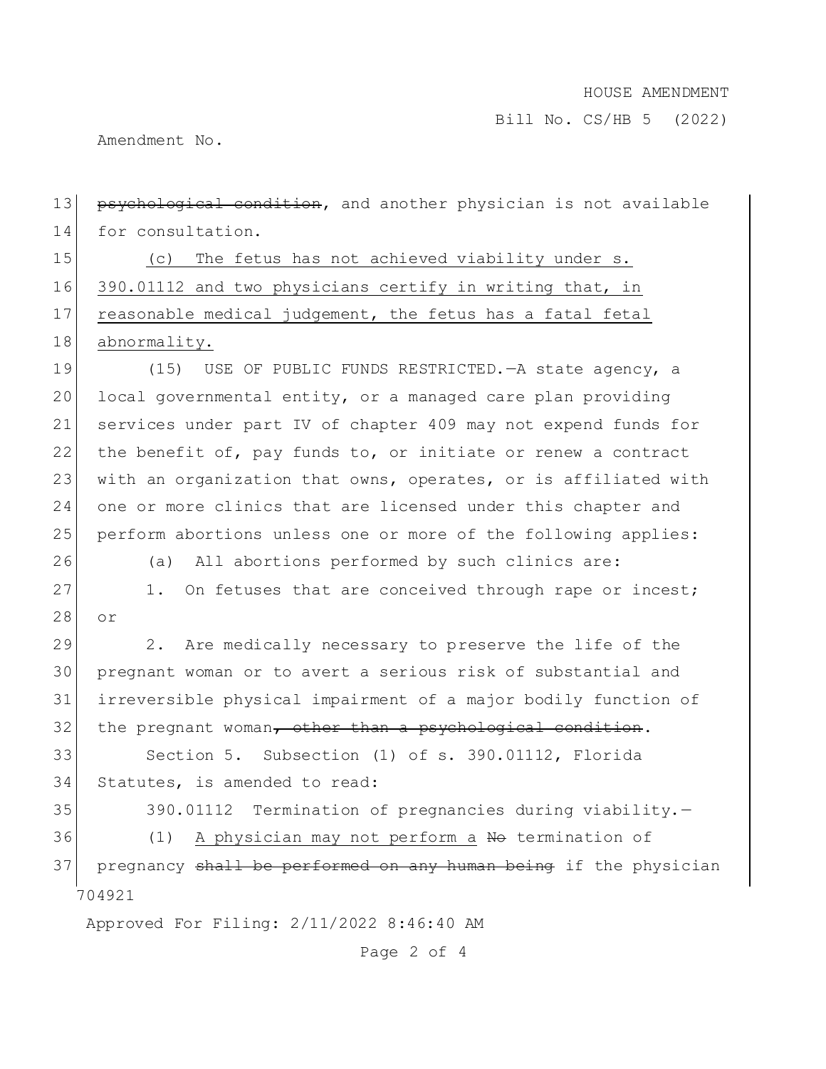~~psychological condition~~, and another physician is not available for consultation.

<u>(c) The fetus has not achieved viability under s. 390.01112 and two physicians certify in writing that, in reasonable medical judgement, the fetus has a fatal fetal abnormality.</u>

(15) USE OF PUBLIC FUNDS RESTRICTED.—A state agency, a local governmental entity, or a managed care plan providing services under part IV of chapter 409 may not expend funds for the benefit of, pay funds to, or initiate or renew a contract with an organization that owns, operates, or is affiliated with one or more clinics that are licensed under this chapter and perform abortions unless one or more of the following applies:

(a) All abortions performed by such clinics are:

1. On fetuses that are conceived through rape or incest; or

2. Are medically necessary to preserve the life of the pregnant woman or to avert a serious risk of substantial and irreversible physical impairment of a major bodily function of the pregnant woman~~, other than a psychological condition~~.

Section 5. Subsection (1) of s. 390.01112, Florida Statutes, is amended to read:

390.01112 Termination of pregnancies during viability.—

(1) <u>A physician may not perform a</u> ~~No~~ termination of pregnancy ~~shall be performed on any human being~~ if the physician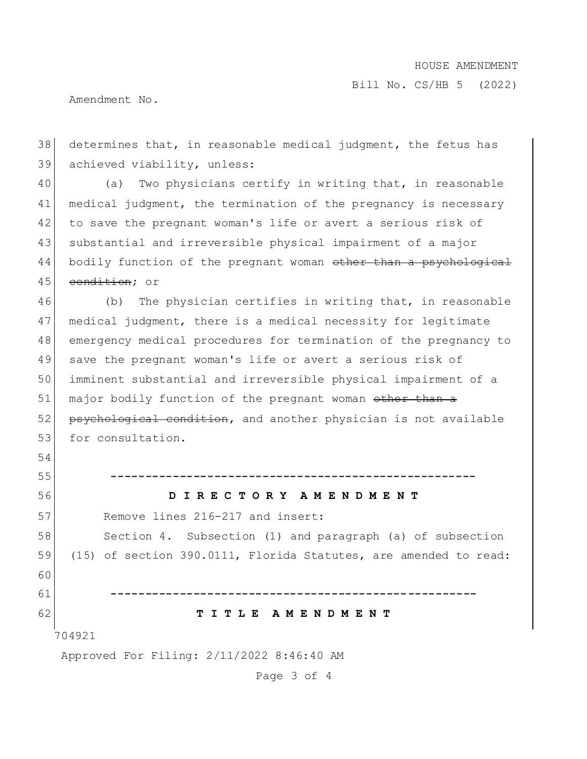determines that, in reasonable medical judgment, the fetus has achieved viability, unless:

(a) Two physicians certify in writing that, in reasonable medical judgment, the termination of the pregnancy is necessary to save the pregnant woman's life or avert a serious risk of substantial and irreversible physical impairment of a major bodily function of the pregnant woman ~~other than a psychological condition~~; or

(b) The physician certifies in writing that, in reasonable medical judgment, there is a medical necessity for legitimate emergency medical procedures for termination of the pregnancy to save the pregnant woman's life or avert a serious risk of imminent substantial and irreversible physical impairment of a major bodily function of the pregnant woman ~~other than a psychological condition~~, and another physician is not available for consultation.

-----------------------------------------------------

**D I R E C T O R Y  A M E N D M E N T**

Remove lines 216-217 and insert:

Section 4. Subsection (1) and paragraph (a) of subsection (15) of section 390.0111, Florida Statutes, are amended to read:

-----------------------------------------------------

**T I T L E  A M E N D M E N T**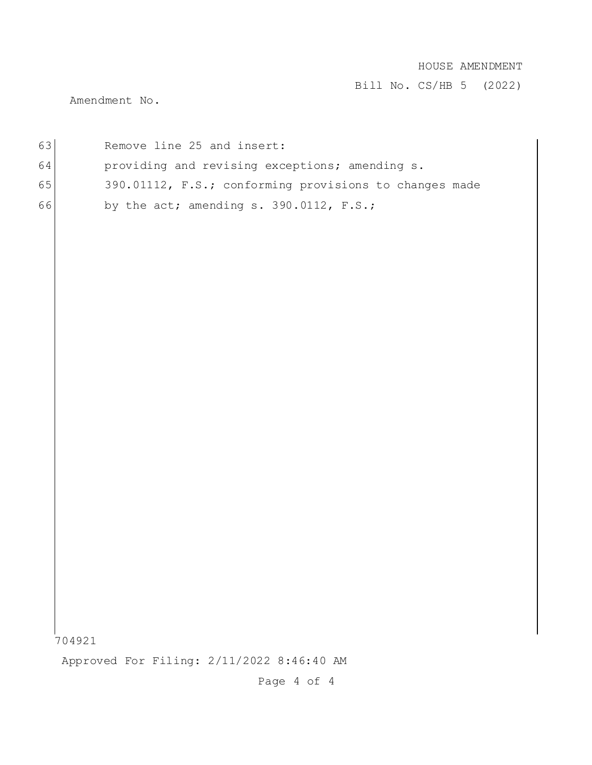HOUSE AMENDMENT

Bill No. CS/HB 5 (2022)

Amendment No.

63 Remove line 25 and insert:

64 providing and revising exceptions; amending s.

65 390.01112, F.S.; conforming provisions to changes made

66 by the act; amending s. 390.0112, F.S.;

704921

Approved For Filing: 2/11/2022 8:46:40 AM